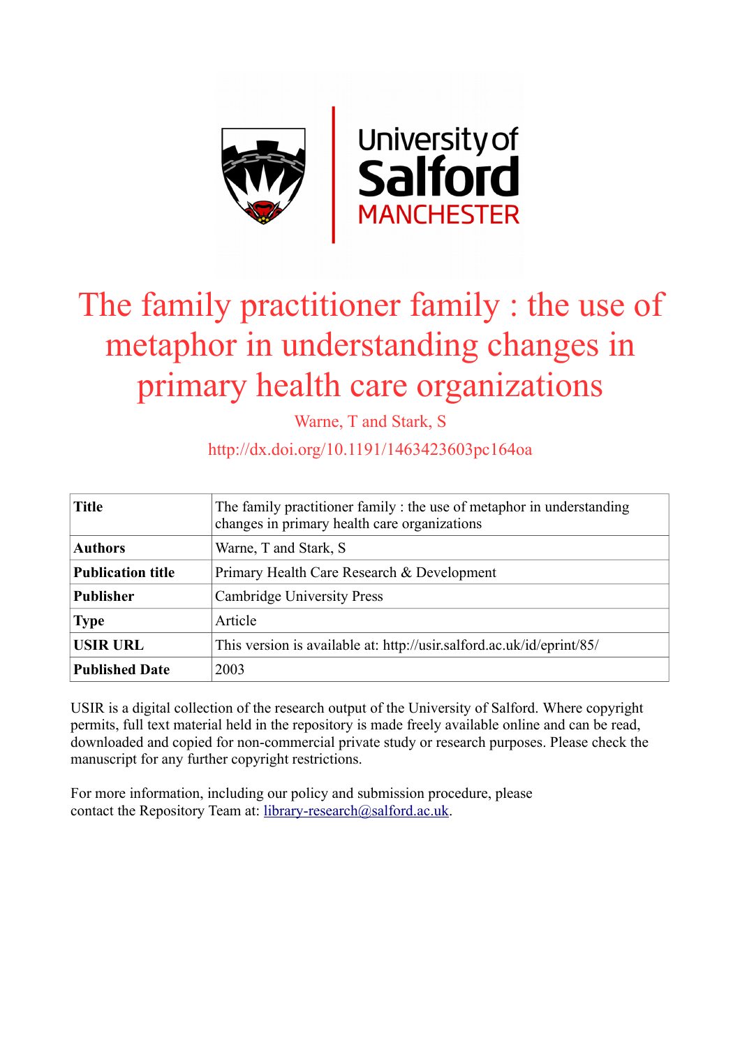# The family practitioner family : the use of metaphor in understanding changes in primary health care organizations

Warne, T and Stark, S

http://dx.doi.org/10.1191/1463423603pc164oa

| | |
|---|---|
| **Title** | The family practitioner family : the use of metaphor in understanding changes in primary health care organizations |
| **Authors** | Warne, T and Stark, S |
| **Publication title** | Primary Health Care Research & Development |
| **Publisher** | Cambridge University Press |
| **Type** | Article |
| **USIR URL** | This version is available at: http://usir.salford.ac.uk/id/eprint/85/ |
| **Published Date** | 2003 |

USIR is a digital collection of the research output of the University of Salford. Where copyright permits, full text material held in the repository is made freely available online and can be read, downloaded and copied for non-commercial private study or research purposes. Please check the manuscript for any further copyright restrictions.

For more information, including our policy and submission procedure, please contact the Repository Team at: library-research@salford.ac.uk.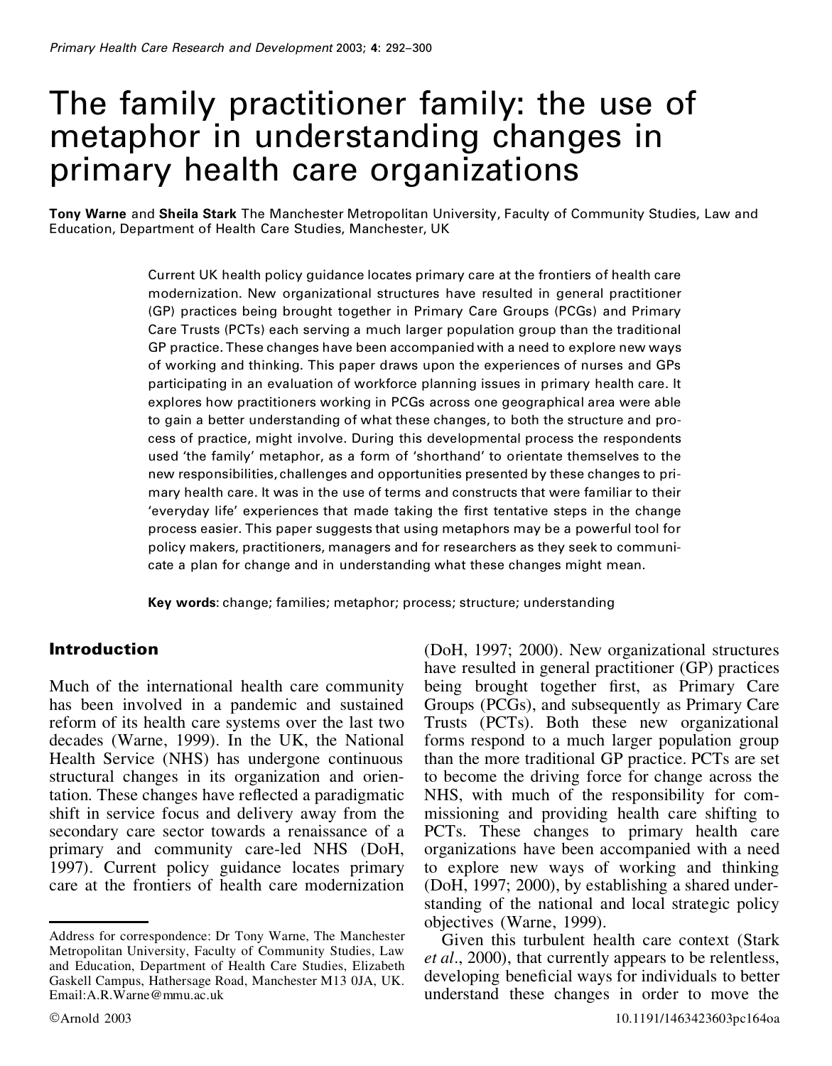# The family practitioner family: the use of metaphor in understanding changes in primary health care organizations

**Tony Warne** and **Sheila Stark** The Manchester Metropolitan University, Faculty of Community Studies, Law and Education, Department of Health Care Studies, Manchester, UK

Current UK health policy guidance locates primary care at the frontiers of health care modernization. New organizational structures have resulted in general practitioner (GP) practices being brought together in Primary Care Groups (PCGs) and Primary Care Trusts (PCTs) each serving a much larger population group than the traditional GP practice. These changes have been accompanied with a need to explore new ways of working and thinking. This paper draws upon the experiences of nurses and GPs participating in an evaluation of workforce planning issues in primary health care. It explores how practitioners working in PCGs across one geographical area were able to gain a better understanding of what these changes, to both the structure and process of practice, might involve. During this developmental process the respondents used 'the family' metaphor, as a form of 'shorthand' to orientate themselves to the new responsibilities, challenges and opportunities presented by these changes to primary health care. It was in the use of terms and constructs that were familiar to their 'everyday life' experiences that made taking the first tentative steps in the change process easier. This paper suggests that using metaphors may be a powerful tool for policy makers, practitioners, managers and for researchers as they seek to communicate a plan for change and in understanding what these changes might mean.

**Key words**: change; families; metaphor; process; structure; understanding

## Introduction

Much of the international health care community has been involved in a pandemic and sustained reform of its health care systems over the last two decades (Warne, 1999). In the UK, the National Health Service (NHS) has undergone continuous structural changes in its organization and orientation. These changes have reflected a paradigmatic shift in service focus and delivery away from the secondary care sector towards a renaissance of a primary and community care-led NHS (DoH, 1997). Current policy guidance locates primary care at the frontiers of health care modernization (DoH, 1997; 2000). New organizational structures have resulted in general practitioner (GP) practices being brought together first, as Primary Care Groups (PCGs), and subsequently as Primary Care Trusts (PCTs). Both these new organizational forms respond to a much larger population group than the more traditional GP practice. PCTs are set to become the driving force for change across the NHS, with much of the responsibility for commissioning and providing health care shifting to PCTs. These changes to primary health care organizations have been accompanied with a need to explore new ways of working and thinking (DoH, 1997; 2000), by establishing a shared understanding of the national and local strategic policy objectives (Warne, 1999).

Given this turbulent health care context (Stark *et al*., 2000), that currently appears to be relentless, developing beneficial ways for individuals to better understand these changes in order to move the

Address for correspondence: Dr Tony Warne, The Manchester Metropolitan University, Faculty of Community Studies, Law and Education, Department of Health Care Studies, Elizabeth Gaskell Campus, Hathersage Road, Manchester M13 0JA, UK. Email:A.R.Warne@mmu.ac.uk

©Arnold 2003

10.1191/1463423603pc164oa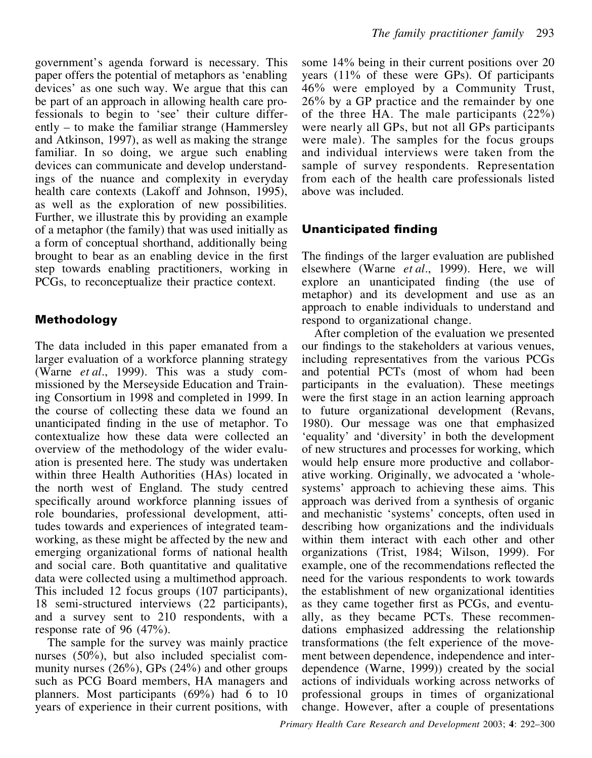government's agenda forward is necessary. This paper offers the potential of metaphors as 'enabling devices' as one such way. We argue that this can be part of an approach in allowing health care professionals to begin to 'see' their culture differently – to make the familiar strange (Hammersley and Atkinson, 1997), as well as making the strange familiar. In so doing, we argue such enabling devices can communicate and develop understandings of the nuance and complexity in everyday health care contexts (Lakoff and Johnson, 1995), as well as the exploration of new possibilities. Further, we illustrate this by providing an example of a metaphor (the family) that was used initially as a form of conceptual shorthand, additionally being brought to bear as an enabling device in the first step towards enabling practitioners, working in PCGs, to reconceptualize their practice context.

## Methodology

The data included in this paper emanated from a larger evaluation of a workforce planning strategy (Warne *et al*., 1999). This was a study commissioned by the Merseyside Education and Training Consortium in 1998 and completed in 1999. In the course of collecting these data we found an unanticipated finding in the use of metaphor. To contextualize how these data were collected an overview of the methodology of the wider evaluation is presented here. The study was undertaken within three Health Authorities (HAs) located in the north west of England. The study centred specifically around workforce planning issues of role boundaries, professional development, attitudes towards and experiences of integrated teamworking, as these might be affected by the new and emerging organizational forms of national health and social care. Both quantitative and qualitative data were collected using a multimethod approach. This included 12 focus groups (107 participants), 18 semi-structured interviews (22 participants), and a survey sent to 210 respondents, with a response rate of 96 (47%).

The sample for the survey was mainly practice nurses (50%), but also included specialist community nurses (26%), GPs (24%) and other groups such as PCG Board members, HA managers and planners. Most participants (69%) had 6 to 10 years of experience in their current positions, with some 14% being in their current positions over 20 years (11% of these were GPs). Of participants 46% were employed by a Community Trust, 26% by a GP practice and the remainder by one of the three HA. The male participants (22%) were nearly all GPs, but not all GPs participants were male). The samples for the focus groups and individual interviews were taken from the sample of survey respondents. Representation from each of the health care professionals listed above was included.

## Unanticipated finding

The findings of the larger evaluation are published elsewhere (Warne *et al*., 1999). Here, we will explore an unanticipated finding (the use of metaphor) and its development and use as an approach to enable individuals to understand and respond to organizational change.

After completion of the evaluation we presented our findings to the stakeholders at various venues, including representatives from the various PCGs and potential PCTs (most of whom had been participants in the evaluation). These meetings were the first stage in an action learning approach to future organizational development (Revans, 1980). Our message was one that emphasized 'equality' and 'diversity' in both the development of new structures and processes for working, which would help ensure more productive and collaborative working. Originally, we advocated a 'whole-systems' approach to achieving these aims. This approach was derived from a synthesis of organic and mechanistic 'systems' concepts, often used in describing how organizations and the individuals within them interact with each other and other organizations (Trist, 1984; Wilson, 1999). For example, one of the recommendations reflected the need for the various respondents to work towards the establishment of new organizational identities as they came together first as PCGs, and eventually, as they became PCTs. These recommendations emphasized addressing the relationship transformations (the felt experience of the movement between dependence, independence and interdependence (Warne, 1999)) created by the social actions of individuals working across networks of professional groups in times of organizational change. However, after a couple of presentations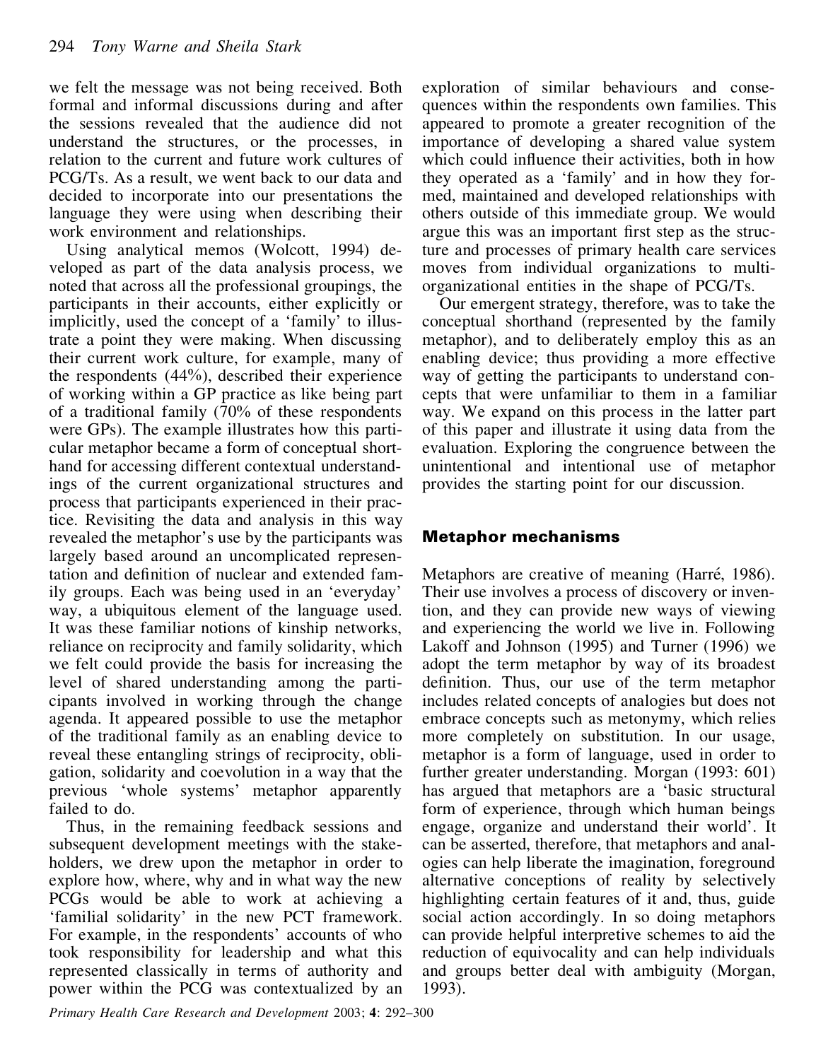we felt the message was not being received. Both formal and informal discussions during and after the sessions revealed that the audience did not understand the structures, or the processes, in relation to the current and future work cultures of PCG/Ts. As a result, we went back to our data and decided to incorporate into our presentations the language they were using when describing their work environment and relationships.

Using analytical memos (Wolcott, 1994) developed as part of the data analysis process, we noted that across all the professional groupings, the participants in their accounts, either explicitly or implicitly, used the concept of a 'family' to illustrate a point they were making. When discussing their current work culture, for example, many of the respondents (44%), described their experience of working within a GP practice as like being part of a traditional family (70% of these respondents were GPs). The example illustrates how this particular metaphor became a form of conceptual shorthand for accessing different contextual understandings of the current organizational structures and process that participants experienced in their practice. Revisiting the data and analysis in this way revealed the metaphor's use by the participants was largely based around an uncomplicated representation and definition of nuclear and extended family groups. Each was being used in an 'everyday' way, a ubiquitous element of the language used. It was these familiar notions of kinship networks, reliance on reciprocity and family solidarity, which we felt could provide the basis for increasing the level of shared understanding among the participants involved in working through the change agenda. It appeared possible to use the metaphor of the traditional family as an enabling device to reveal these entangling strings of reciprocity, obligation, solidarity and coevolution in a way that the previous 'whole systems' metaphor apparently failed to do.

Thus, in the remaining feedback sessions and subsequent development meetings with the stakeholders, we drew upon the metaphor in order to explore how, where, why and in what way the new PCGs would be able to work at achieving a 'familial solidarity' in the new PCT framework. For example, in the respondents' accounts of who took responsibility for leadership and what this represented classically in terms of authority and power within the PCG was contextualized by an exploration of similar behaviours and consequences within the respondents own families. This appeared to promote a greater recognition of the importance of developing a shared value system which could influence their activities, both in how they operated as a 'family' and in how they formed, maintained and developed relationships with others outside of this immediate group. We would argue this was an important first step as the structure and processes of primary health care services moves from individual organizations to multi-organizational entities in the shape of PCG/Ts.

Our emergent strategy, therefore, was to take the conceptual shorthand (represented by the family metaphor), and to deliberately employ this as an enabling device; thus providing a more effective way of getting the participants to understand concepts that were unfamiliar to them in a familiar way. We expand on this process in the latter part of this paper and illustrate it using data from the evaluation. Exploring the congruence between the unintentional and intentional use of metaphor provides the starting point for our discussion.

## Metaphor mechanisms

Metaphors are creative of meaning (Harré, 1986). Their use involves a process of discovery or invention, and they can provide new ways of viewing and experiencing the world we live in. Following Lakoff and Johnson (1995) and Turner (1996) we adopt the term metaphor by way of its broadest definition. Thus, our use of the term metaphor includes related concepts of analogies but does not embrace concepts such as metonymy, which relies more completely on substitution. In our usage, metaphor is a form of language, used in order to further greater understanding. Morgan (1993: 601) has argued that metaphors are a 'basic structural form of experience, through which human beings engage, organize and understand their world'. It can be asserted, therefore, that metaphors and analogies can help liberate the imagination, foreground alternative conceptions of reality by selectively highlighting certain features of it and, thus, guide social action accordingly. In so doing metaphors can provide helpful interpretive schemes to aid the reduction of equivocality and can help individuals and groups better deal with ambiguity (Morgan, 1993).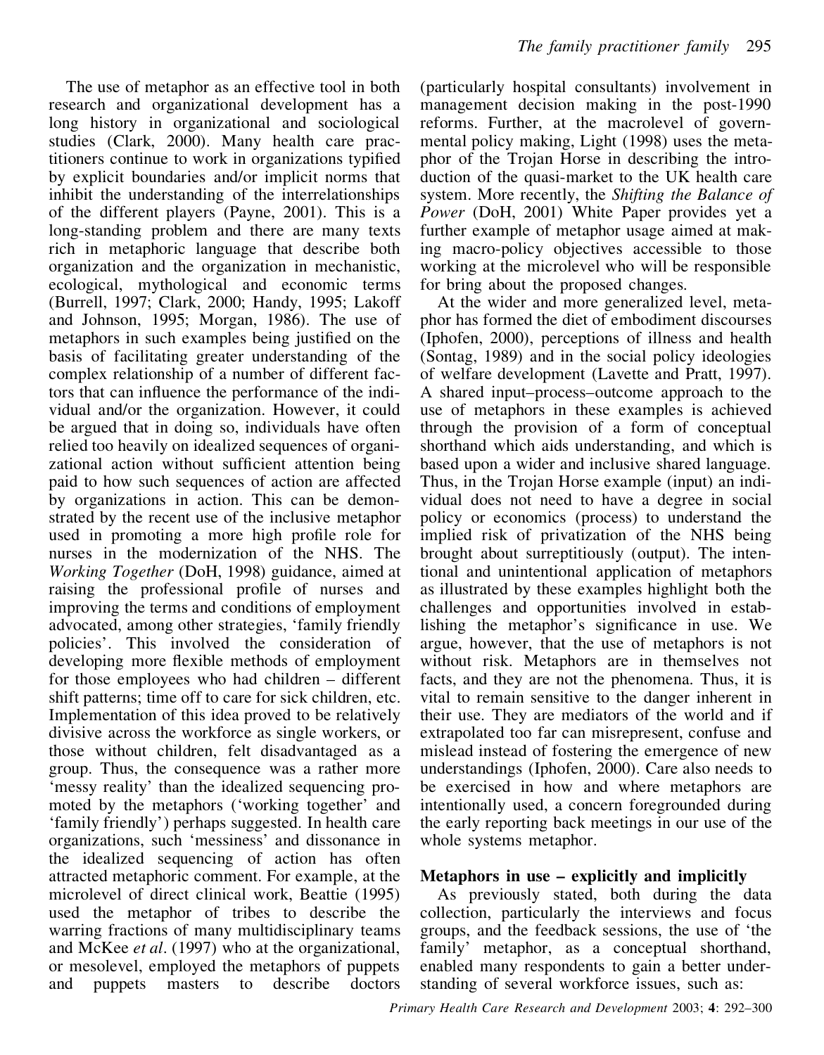The use of metaphor as an effective tool in both research and organizational development has a long history in organizational and sociological studies (Clark, 2000). Many health care practitioners continue to work in organizations typified by explicit boundaries and/or implicit norms that inhibit the understanding of the interrelationships of the different players (Payne, 2001). This is a long-standing problem and there are many texts rich in metaphoric language that describe both organization and the organization in mechanistic, ecological, mythological and economic terms (Burrell, 1997; Clark, 2000; Handy, 1995; Lakoff and Johnson, 1995; Morgan, 1986). The use of metaphors in such examples being justified on the basis of facilitating greater understanding of the complex relationship of a number of different factors that can influence the performance of the individual and/or the organization. However, it could be argued that in doing so, individuals have often relied too heavily on idealized sequences of organizational action without sufficient attention being paid to how such sequences of action are affected by organizations in action. This can be demonstrated by the recent use of the inclusive metaphor used in promoting a more high profile role for nurses in the modernization of the NHS. The *Working Together* (DoH, 1998) guidance, aimed at raising the professional profile of nurses and improving the terms and conditions of employment advocated, among other strategies, 'family friendly policies'. This involved the consideration of developing more flexible methods of employment for those employees who had children – different shift patterns; time off to care for sick children, etc. Implementation of this idea proved to be relatively divisive across the workforce as single workers, or those without children, felt disadvantaged as a group. Thus, the consequence was a rather more 'messy reality' than the idealized sequencing promoted by the metaphors ('working together' and 'family friendly') perhaps suggested. In health care organizations, such 'messiness' and dissonance in the idealized sequencing of action has often attracted metaphoric comment. For example, at the microlevel of direct clinical work, Beattie (1995) used the metaphor of tribes to describe the warring fractions of many multidisciplinary teams and McKee *et al*. (1997) who at the organizational, or mesolevel, employed the metaphors of puppets and puppets masters to describe doctors (particularly hospital consultants) involvement in management decision making in the post-1990 reforms. Further, at the macrolevel of governmental policy making, Light (1998) uses the metaphor of the Trojan Horse in describing the introduction of the quasi-market to the UK health care system. More recently, the *Shifting the Balance of Power* (DoH, 2001) White Paper provides yet a further example of metaphor usage aimed at making macro-policy objectives accessible to those working at the microlevel who will be responsible for bring about the proposed changes.

At the wider and more generalized level, metaphor has formed the diet of embodiment discourses (Iphofen, 2000), perceptions of illness and health (Sontag, 1989) and in the social policy ideologies of welfare development (Lavette and Pratt, 1997). A shared input–process–outcome approach to the use of metaphors in these examples is achieved through the provision of a form of conceptual shorthand which aids understanding, and which is based upon a wider and inclusive shared language. Thus, in the Trojan Horse example (input) an individual does not need to have a degree in social policy or economics (process) to understand the implied risk of privatization of the NHS being brought about surreptitiously (output). The intentional and unintentional application of metaphors as illustrated by these examples highlight both the challenges and opportunities involved in establishing the metaphor's significance in use. We argue, however, that the use of metaphors is not without risk. Metaphors are in themselves not facts, and they are not the phenomena. Thus, it is vital to remain sensitive to the danger inherent in their use. They are mediators of the world and if extrapolated too far can misrepresent, confuse and mislead instead of fostering the emergence of new understandings (Iphofen, 2000). Care also needs to be exercised in how and where metaphors are intentionally used, a concern foregrounded during the early reporting back meetings in our use of the whole systems metaphor.

## Metaphors in use – explicitly and implicitly

As previously stated, both during the data collection, particularly the interviews and focus groups, and the feedback sessions, the use of 'the family' metaphor, as a conceptual shorthand, enabled many respondents to gain a better understanding of several workforce issues, such as: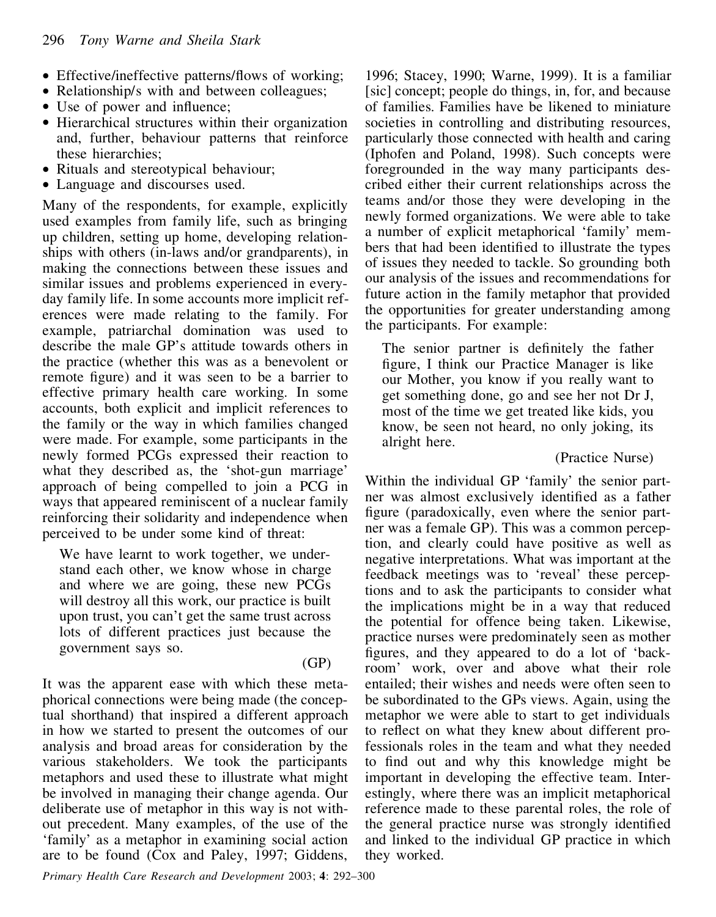- Effective/ineffective patterns/flows of working;
- Relationship/s with and between colleagues;
- Use of power and influence;
- Hierarchical structures within their organization and, further, behaviour patterns that reinforce these hierarchies;
- Rituals and stereotypical behaviour;
- Language and discourses used.

Many of the respondents, for example, explicitly used examples from family life, such as bringing up children, setting up home, developing relationships with others (in-laws and/or grandparents), in making the connections between these issues and similar issues and problems experienced in everyday family life. In some accounts more implicit references were made relating to the family. For example, patriarchal domination was used to describe the male GP's attitude towards others in the practice (whether this was as a benevolent or remote figure) and it was seen to be a barrier to effective primary health care working. In some accounts, both explicit and implicit references to the family or the way in which families changed were made. For example, some participants in the newly formed PCGs expressed their reaction to what they described as, the 'shot-gun marriage' approach of being compelled to join a PCG in ways that appeared reminiscent of a nuclear family reinforcing their solidarity and independence when perceived to be under some kind of threat:

> We have learnt to work together, we understand each other, we know whose in charge and where we are going, these new PCGs will destroy all this work, our practice is built upon trust, you can't get the same trust across lots of different practices just because the government says so.
>
> (GP)

It was the apparent ease with which these metaphorical connections were being made (the conceptual shorthand) that inspired a different approach in how we started to present the outcomes of our analysis and broad areas for consideration by the various stakeholders. We took the participants metaphors and used these to illustrate what might be involved in managing their change agenda. Our deliberate use of metaphor in this way is not without precedent. Many examples, of the use of the 'family' as a metaphor in examining social action are to be found (Cox and Paley, 1997; Giddens, 1996; Stacey, 1990; Warne, 1999). It is a familiar [sic] concept; people do things, in, for, and because of families. Families have be likened to miniature societies in controlling and distributing resources, particularly those connected with health and caring (Iphofen and Poland, 1998). Such concepts were foregrounded in the way many participants described either their current relationships across the teams and/or those they were developing in the newly formed organizations. We were able to take a number of explicit metaphorical 'family' members that had been identified to illustrate the types of issues they needed to tackle. So grounding both our analysis of the issues and recommendations for future action in the family metaphor that provided the opportunities for greater understanding among the participants. For example:

> The senior partner is definitely the father figure, I think our Practice Manager is like our Mother, you know if you really want to get something done, go and see her not Dr J, most of the time we get treated like kids, you know, be seen not heard, no only joking, its alright here.
>
> (Practice Nurse)

Within the individual GP 'family' the senior partner was almost exclusively identified as a father figure (paradoxically, even where the senior partner was a female GP). This was a common perception, and clearly could have positive as well as negative interpretations. What was important at the feedback meetings was to 'reveal' these perceptions and to ask the participants to consider what the implications might be in a way that reduced the potential for offence being taken. Likewise, practice nurses were predominately seen as mother figures, and they appeared to do a lot of 'backroom' work, over and above what their role entailed; their wishes and needs were often seen to be subordinated to the GPs views. Again, using the metaphor we were able to start to get individuals to reflect on what they knew about different professionals roles in the team and what they needed to find out and why this knowledge might be important in developing the effective team. Interestingly, where there was an implicit metaphorical reference made to these parental roles, the role of the general practice nurse was strongly identified and linked to the individual GP practice in which they worked.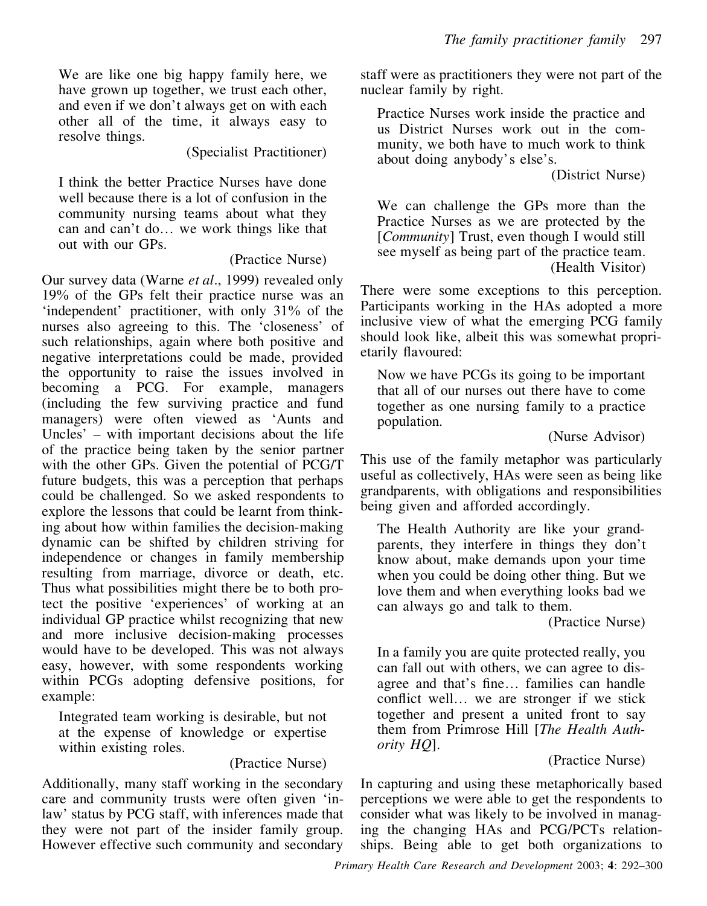We are like one big happy family here, we have grown up together, we trust each other, and even if we don't always get on with each other all of the time, it always easy to resolve things.

(Specialist Practitioner)

I think the better Practice Nurses have done well because there is a lot of confusion in the community nursing teams about what they can and can't do… we work things like that out with our GPs.

(Practice Nurse)

Our survey data (Warne *et al*., 1999) revealed only 19% of the GPs felt their practice nurse was an 'independent' practitioner, with only 31% of the nurses also agreeing to this. The 'closeness' of such relationships, again where both positive and negative interpretations could be made, provided the opportunity to raise the issues involved in becoming a PCG. For example, managers (including the few surviving practice and fund managers) were often viewed as 'Aunts and Uncles' – with important decisions about the life of the practice being taken by the senior partner with the other GPs. Given the potential of PCG/T future budgets, this was a perception that perhaps could be challenged. So we asked respondents to explore the lessons that could be learnt from thinking about how within families the decision-making dynamic can be shifted by children striving for independence or changes in family membership resulting from marriage, divorce or death, etc. Thus what possibilities might there be to both protect the positive 'experiences' of working at an individual GP practice whilst recognizing that new and more inclusive decision-making processes would have to be developed. This was not always easy, however, with some respondents working within PCGs adopting defensive positions, for example:

Integrated team working is desirable, but not at the expense of knowledge or expertise within existing roles.

(Practice Nurse)

Additionally, many staff working in the secondary care and community trusts were often given 'in-law' status by PCG staff, with inferences made that they were not part of the insider family group. However effective such community and secondary staff were as practitioners they were not part of the nuclear family by right.

Practice Nurses work inside the practice and us District Nurses work out in the community, we both have to much work to think about doing anybody's else's.

(District Nurse)

We can challenge the GPs more than the Practice Nurses as we are protected by the [*Community*] Trust, even though I would still see myself as being part of the practice team.

(Health Visitor)

There were some exceptions to this perception. Participants working in the HAs adopted a more inclusive view of what the emerging PCG family should look like, albeit this was somewhat proprietarily flavoured:

Now we have PCGs its going to be important that all of our nurses out there have to come together as one nursing family to a practice population.

(Nurse Advisor)

This use of the family metaphor was particularly useful as collectively, HAs were seen as being like grandparents, with obligations and responsibilities being given and afforded accordingly.

The Health Authority are like your grandparents, they interfere in things they don't know about, make demands upon your time when you could be doing other thing. But we love them and when everything looks bad we can always go and talk to them.

(Practice Nurse)

In a family you are quite protected really, you can fall out with others, we can agree to disagree and that's fine… families can handle conflict well… we are stronger if we stick together and present a united front to say them from Primrose Hill [*The Health Authority HQ*].

(Practice Nurse)

In capturing and using these metaphorically based perceptions we were able to get the respondents to consider what was likely to be involved in managing the changing HAs and PCG/PCTs relationships. Being able to get both organizations to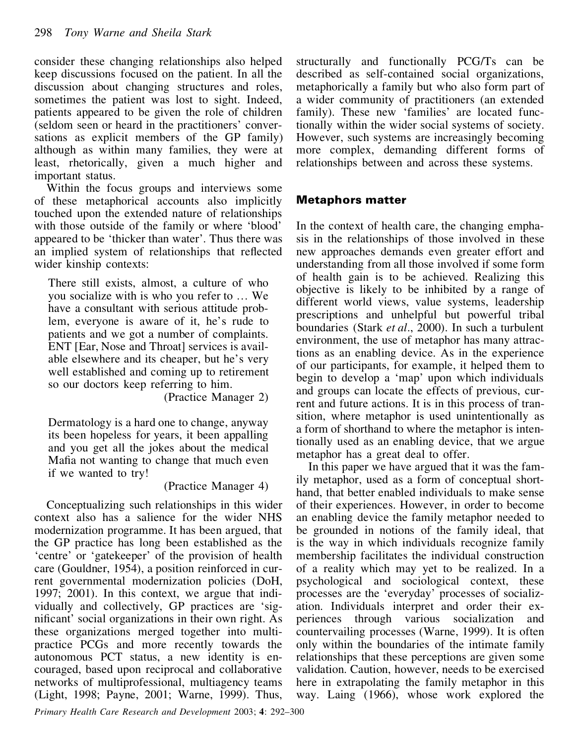consider these changing relationships also helped keep discussions focused on the patient. In all the discussion about changing structures and roles, sometimes the patient was lost to sight. Indeed, patients appeared to be given the role of children (seldom seen or heard in the practitioners' conversations as explicit members of the GP family) although as within many families, they were at least, rhetorically, given a much higher and important status.

Within the focus groups and interviews some of these metaphorical accounts also implicitly touched upon the extended nature of relationships with those outside of the family or where 'blood' appeared to be 'thicker than water'. Thus there was an implied system of relationships that reflected wider kinship contexts:

> There still exists, almost, a culture of who you socialize with is who you refer to … We have a consultant with serious attitude problem, everyone is aware of it, he's rude to patients and we got a number of complaints. ENT [Ear, Nose and Throat] services is available elsewhere and its cheaper, but he's very well established and coming up to retirement so our doctors keep referring to him.
>
> (Practice Manager 2)

> Dermatology is a hard one to change, anyway its been hopeless for years, it been appalling and you get all the jokes about the medical Mafia not wanting to change that much even if we wanted to try!
>
> (Practice Manager 4)

Conceptualizing such relationships in this wider context also has a salience for the wider NHS modernization programme. It has been argued, that the GP practice has long been established as the 'centre' or 'gatekeeper' of the provision of health care (Gouldner, 1954), a position reinforced in current governmental modernization policies (DoH, 1997; 2001). In this context, we argue that individually and collectively, GP practices are 'significant' social organizations in their own right. As these organizations merged together into multi-practice PCGs and more recently towards the autonomous PCT status, a new identity is encouraged, based upon reciprocal and collaborative networks of multiprofessional, multiagency teams (Light, 1998; Payne, 2001; Warne, 1999). Thus, structurally and functionally PCG/Ts can be described as self-contained social organizations, metaphorically a family but who also form part of a wider community of practitioners (an extended family). These new 'families' are located functionally within the wider social systems of society. However, such systems are increasingly becoming more complex, demanding different forms of relationships between and across these systems.

## Metaphors matter

In the context of health care, the changing emphasis in the relationships of those involved in these new approaches demands even greater effort and understanding from all those involved if some form of health gain is to be achieved. Realizing this objective is likely to be inhibited by a range of different world views, value systems, leadership prescriptions and unhelpful but powerful tribal boundaries (Stark *et al*., 2000). In such a turbulent environment, the use of metaphor has many attractions as an enabling device. As in the experience of our participants, for example, it helped them to begin to develop a 'map' upon which individuals and groups can locate the effects of previous, current and future actions. It is in this process of transition, where metaphor is used unintentionally as a form of shorthand to where the metaphor is intentionally used as an enabling device, that we argue metaphor has a great deal to offer.

In this paper we have argued that it was the family metaphor, used as a form of conceptual shorthand, that better enabled individuals to make sense of their experiences. However, in order to become an enabling device the family metaphor needed to be grounded in notions of the family ideal, that is the way in which individuals recognize family membership facilitates the individual construction of a reality which may yet to be realized. In a psychological and sociological context, these processes are the 'everyday' processes of socialization. Individuals interpret and order their experiences through various socialization and countervailing processes (Warne, 1999). It is often only within the boundaries of the intimate family relationships that these perceptions are given some validation. Caution, however, needs to be exercised here in extrapolating the family metaphor in this way. Laing (1966), whose work explored the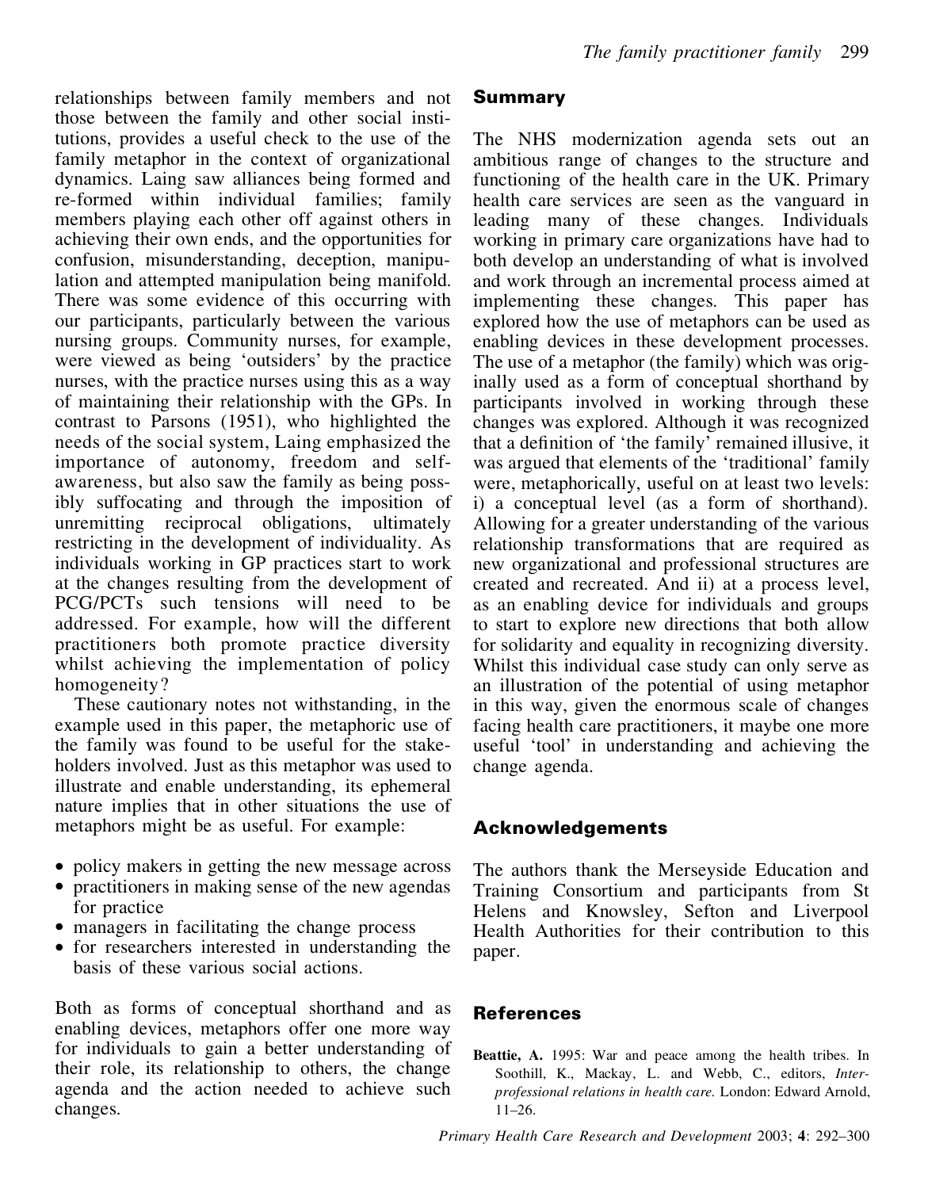relationships between family members and not those between the family and other social institutions, provides a useful check to the use of the family metaphor in the context of organizational dynamics. Laing saw alliances being formed and re-formed within individual families; family members playing each other off against others in achieving their own ends, and the opportunities for confusion, misunderstanding, deception, manipulation and attempted manipulation being manifold. There was some evidence of this occurring with our participants, particularly between the various nursing groups. Community nurses, for example, were viewed as being 'outsiders' by the practice nurses, with the practice nurses using this as a way of maintaining their relationship with the GPs. In contrast to Parsons (1951), who highlighted the needs of the social system, Laing emphasized the importance of autonomy, freedom and self-awareness, but also saw the family as being possibly suffocating and through the imposition of unremitting reciprocal obligations, ultimately restricting in the development of individuality. As individuals working in GP practices start to work at the changes resulting from the development of PCG/PCTs such tensions will need to be addressed. For example, how will the different practitioners both promote practice diversity whilst achieving the implementation of policy homogeneity?

These cautionary notes not withstanding, in the example used in this paper, the metaphoric use of the family was found to be useful for the stakeholders involved. Just as this metaphor was used to illustrate and enable understanding, its ephemeral nature implies that in other situations the use of metaphors might be as useful. For example:

- policy makers in getting the new message across
- practitioners in making sense of the new agendas for practice
- managers in facilitating the change process
- for researchers interested in understanding the basis of these various social actions.

Both as forms of conceptual shorthand and as enabling devices, metaphors offer one more way for individuals to gain a better understanding of their role, its relationship to others, the change agenda and the action needed to achieve such changes.

## Summary

The NHS modernization agenda sets out an ambitious range of changes to the structure and functioning of the health care in the UK. Primary health care services are seen as the vanguard in leading many of these changes. Individuals working in primary care organizations have had to both develop an understanding of what is involved and work through an incremental process aimed at implementing these changes. This paper has explored how the use of metaphors can be used as enabling devices in these development processes. The use of a metaphor (the family) which was originally used as a form of conceptual shorthand by participants involved in working through these changes was explored. Although it was recognized that a definition of 'the family' remained illusive, it was argued that elements of the 'traditional' family were, metaphorically, useful on at least two levels: i) a conceptual level (as a form of shorthand). Allowing for a greater understanding of the various relationship transformations that are required as new organizational and professional structures are created and recreated. And ii) at a process level, as an enabling device for individuals and groups to start to explore new directions that both allow for solidarity and equality in recognizing diversity. Whilst this individual case study can only serve as an illustration of the potential of using metaphor in this way, given the enormous scale of changes facing health care practitioners, it maybe one more useful 'tool' in understanding and achieving the change agenda.

## Acknowledgements

The authors thank the Merseyside Education and Training Consortium and participants from St Helens and Knowsley, Sefton and Liverpool Health Authorities for their contribution to this paper.

## References

**Beattie, A.** 1995: War and peace among the health tribes. In Soothill, K., Mackay, L. and Webb, C., editors, *Interprofessional relations in health care.* London: Edward Arnold, 11–26.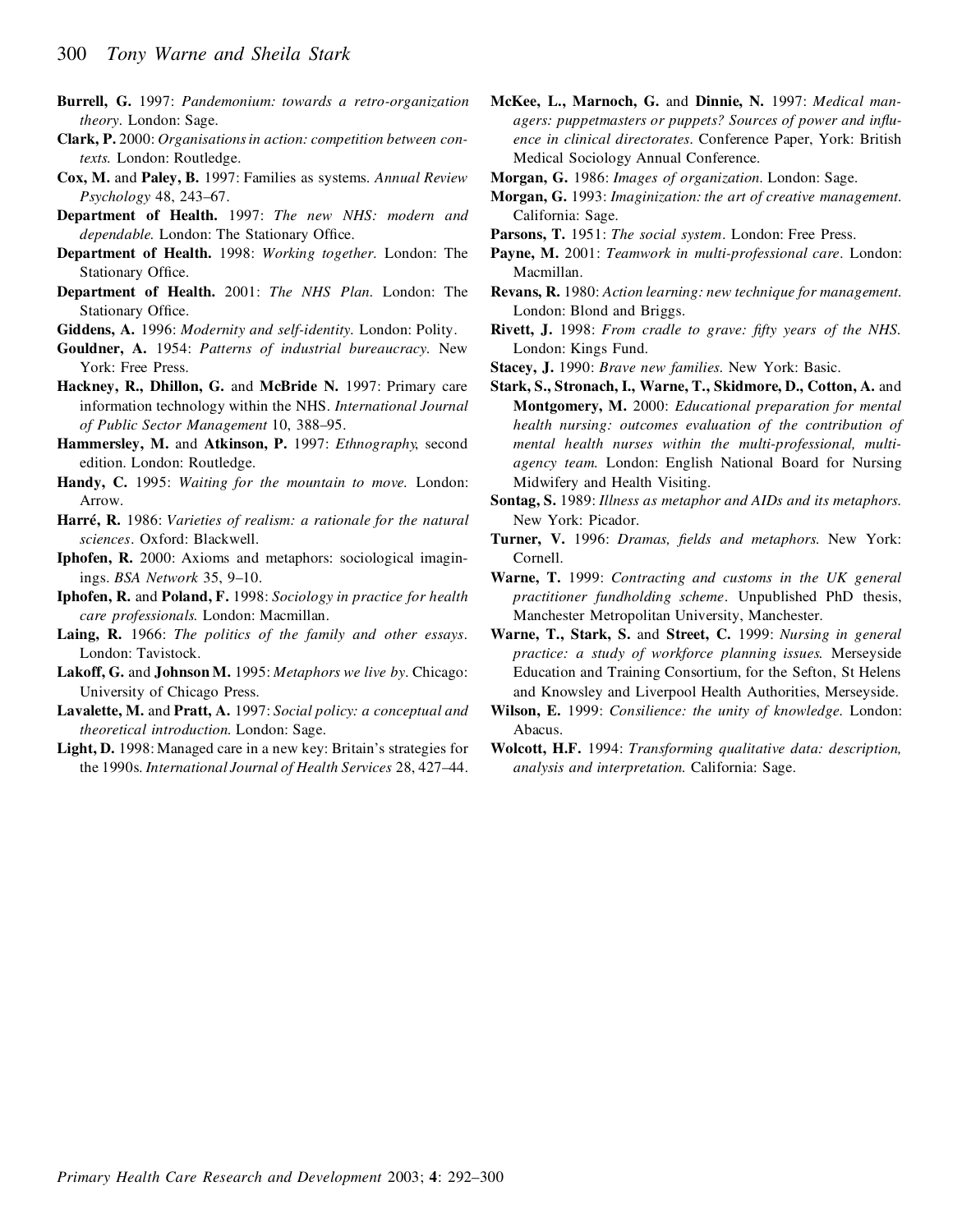**Burrell, G.** 1997: *Pandemonium: towards a retro-organization theory*. London: Sage.

**Clark, P.** 2000: *Organisations in action: competition between contexts*. London: Routledge.

**Cox, M.** and **Paley, B.** 1997: Families as systems. *Annual Review Psychology* 48, 243–67.

**Department of Health.** 1997: *The new NHS: modern and dependable*. London: The Stationary Office.

**Department of Health.** 1998: *Working together*. London: The Stationary Office.

**Department of Health.** 2001: *The NHS Plan*. London: The Stationary Office.

**Giddens, A.** 1996: *Modernity and self-identity*. London: Polity.

**Gouldner, A.** 1954: *Patterns of industrial bureaucracy*. New York: Free Press.

**Hackney, R., Dhillon, G.** and **McBride N.** 1997: Primary care information technology within the NHS. *International Journal of Public Sector Management* 10, 388–95.

**Hammersley, M.** and **Atkinson, P.** 1997: *Ethnography*, second edition. London: Routledge.

**Handy, C.** 1995: *Waiting for the mountain to move*. London: Arrow.

**Harré, R.** 1986: *Varieties of realism: a rationale for the natural sciences*. Oxford: Blackwell.

**Iphofen, R.** 2000: Axioms and metaphors: sociological imaginings. *BSA Network* 35, 9–10.

**Iphofen, R.** and **Poland, F.** 1998: *Sociology in practice for health care professionals*. London: Macmillan.

**Laing, R.** 1966: *The politics of the family and other essays*. London: Tavistock.

**Lakoff, G.** and **Johnson M.** 1995: *Metaphors we live by*. Chicago: University of Chicago Press.

**Lavalette, M.** and **Pratt, A.** 1997: *Social policy: a conceptual and theoretical introduction*. London: Sage.

**Light, D.** 1998: Managed care in a new key: Britain's strategies for the 1990s. *International Journal of Health Services* 28, 427–44.

**McKee, L., Marnoch, G.** and **Dinnie, N.** 1997: *Medical managers: puppetmasters or puppets? Sources of power and influence in clinical directorates*. Conference Paper, York: British Medical Sociology Annual Conference.

**Morgan, G.** 1986: *Images of organization*. London: Sage.

**Morgan, G.** 1993: *Imaginization: the art of creative management*. California: Sage.

**Parsons, T.** 1951: *The social system*. London: Free Press.

**Payne, M.** 2001: *Teamwork in multi-professional care*. London: Macmillan.

**Revans, R.** 1980: *Action learning: new technique for management*. London: Blond and Briggs.

**Rivett, J.** 1998: *From cradle to grave: fifty years of the NHS*. London: Kings Fund.

**Stacey, J.** 1990: *Brave new families*. New York: Basic.

**Stark, S., Stronach, I., Warne, T., Skidmore, D., Cotton, A.** and **Montgomery, M.** 2000: *Educational preparation for mental health nursing: outcomes evaluation of the contribution of mental health nurses within the multi-professional, multi-agency team*. London: English National Board for Nursing Midwifery and Health Visiting.

**Sontag, S.** 1989: *Illness as metaphor and AIDs and its metaphors*. New York: Picador.

**Turner, V.** 1996: *Dramas, fields and metaphors*. New York: Cornell.

**Warne, T.** 1999: *Contracting and customs in the UK general practitioner fundholding scheme*. Unpublished PhD thesis, Manchester Metropolitan University, Manchester.

**Warne, T., Stark, S.** and **Street, C.** 1999: *Nursing in general practice: a study of workforce planning issues*. Merseyside Education and Training Consortium, for the Sefton, St Helens and Knowsley and Liverpool Health Authorities, Merseyside.

**Wilson, E.** 1999: *Consilience: the unity of knowledge*. London: Abacus.

**Wolcott, H.F.** 1994: *Transforming qualitative data: description, analysis and interpretation*. California: Sage.